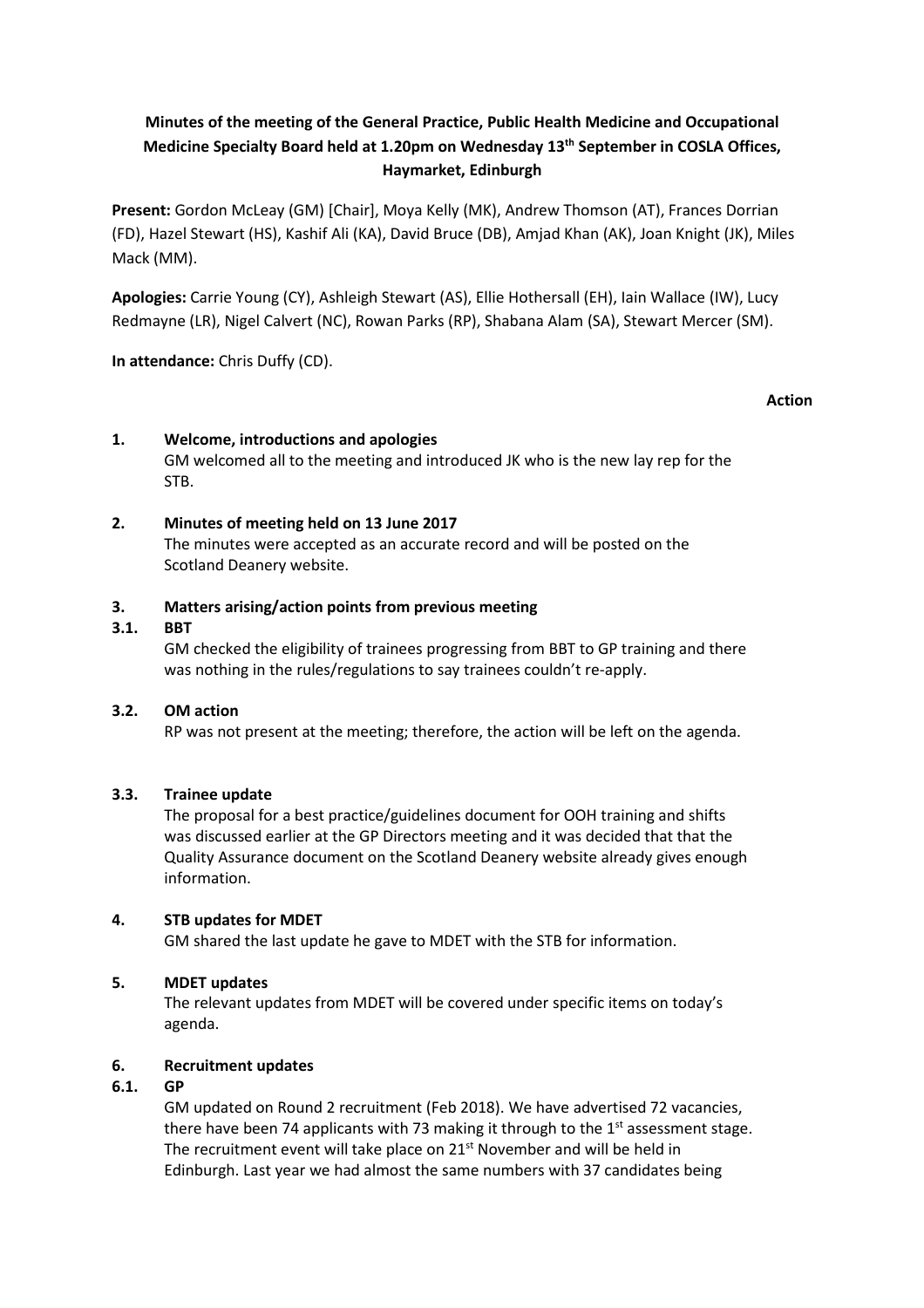**Minutes of the meeting of the General Practice, Public Health Medicine and Occupational Medicine Specialty Board held at 1.20pm on Wednesday 13th September in COSLA Offices, Haymarket, Edinburgh**

**Present:** Gordon McLeay (GM) [Chair], Moya Kelly (MK), Andrew Thomson (AT), Frances Dorrian (FD), Hazel Stewart (HS), Kashif Ali (KA), David Bruce (DB), Amjad Khan (AK), Joan Knight (JK), Miles Mack (MM).

**Apologies:** Carrie Young (CY), Ashleigh Stewart (AS), Ellie Hothersall (EH), Iain Wallace (IW), Lucy Redmayne (LR), Nigel Calvert (NC), Rowan Parks (RP), Shabana Alam (SA), Stewart Mercer (SM).

**In attendance:** Chris Duffy (CD).

**Action**

**1. Welcome, introductions and apologies**

GM welcomed all to the meeting and introduced JK who is the new lay rep for the STB.

**2. Minutes of meeting held on 13 June 2017**

The minutes were accepted as an accurate record and will be posted on the Scotland Deanery website.

**3. Matters arising/action points from previous meeting**

**3.1. BBT**

GM checked the eligibility of trainees progressing from BBT to GP training and there was nothing in the rules/regulations to say trainees couldn't re-apply.

**3.2. OM action**

RP was not present at the meeting; therefore, the action will be left on the agenda.

**3.3. Trainee update**

The proposal for a best practice/guidelines document for OOH training and shifts was discussed earlier at the GP Directors meeting and it was decided that that the Quality Assurance document on the Scotland Deanery website already gives enough information.

**4. STB updates for MDET**

GM shared the last update he gave to MDET with the STB for information.

**5. MDET updates**

The relevant updates from MDET will be covered under specific items on today's agenda.

**6. Recruitment updates**

**6.1. GP**

GM updated on Round 2 recruitment (Feb 2018). We have advertised 72 vacancies, there have been 74 applicants with 73 making it through to the 1st assessment stage. The recruitment event will take place on 21st November and will be held in Edinburgh. Last year we had almost the same numbers with 37 candidates being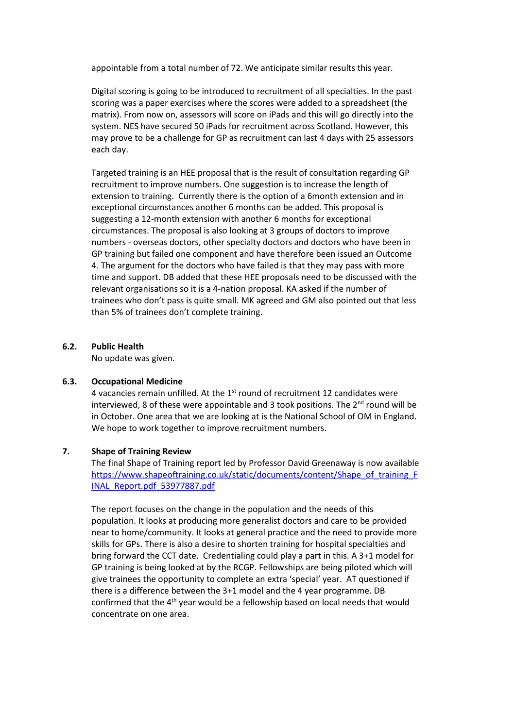appointable from a total number of 72. We anticipate similar results this year.

Digital scoring is going to be introduced to recruitment of all specialties. In the past scoring was a paper exercises where the scores were added to a spreadsheet (the matrix). From now on, assessors will score on iPads and this will go directly into the system. NES have secured 50 iPads for recruitment across Scotland. However, this may prove to be a challenge for GP as recruitment can last 4 days with 25 assessors each day.

Targeted training is an HEE proposal that is the result of consultation regarding GP recruitment to improve numbers. One suggestion is to increase the length of extension to training. Currently there is the option of a 6month extension and in exceptional circumstances another 6 months can be added. This proposal is suggesting a 12-month extension with another 6 months for exceptional circumstances. The proposal is also looking at 3 groups of doctors to improve numbers - overseas doctors, other specialty doctors and doctors who have been in GP training but failed one component and have therefore been issued an Outcome 4. The argument for the doctors who have failed is that they may pass with more time and support. DB added that these HEE proposals need to be discussed with the relevant organisations so it is a 4-nation proposal. KA asked if the number of trainees who don't pass is quite small. MK agreed and GM also pointed out that less than 5% of trainees don't complete training.

### 6.2. Public Health

No update was given.

### 6.3. Occupational Medicine

4 vacancies remain unfilled. At the 1st round of recruitment 12 candidates were interviewed, 8 of these were appointable and 3 took positions. The 2nd round will be in October. One area that we are looking at is the National School of OM in England. We hope to work together to improve recruitment numbers.

## 7. Shape of Training Review

The final Shape of Training report led by Professor David Greenaway is now available [https://www.shapeoftraining.co.uk/static/documents/content/Shape_of_training_FINAL_Report.pdf_53977887.pdf](https://www.shapeoftraining.co.uk/static/documents/content/Shape_of_training_FINAL_Report.pdf_53977887.pdf)

The report focuses on the change in the population and the needs of this population. It looks at producing more generalist doctors and care to be provided near to home/community. It looks at general practice and the need to provide more skills for GPs. There is also a desire to shorten training for hospital specialties and bring forward the CCT date. Credentialing could play a part in this. A 3+1 model for GP training is being looked at by the RCGP. Fellowships are being piloted which will give trainees the opportunity to complete an extra 'special' year. AT questioned if there is a difference between the 3+1 model and the 4 year programme. DB confirmed that the 4th year would be a fellowship based on local needs that would concentrate on one area.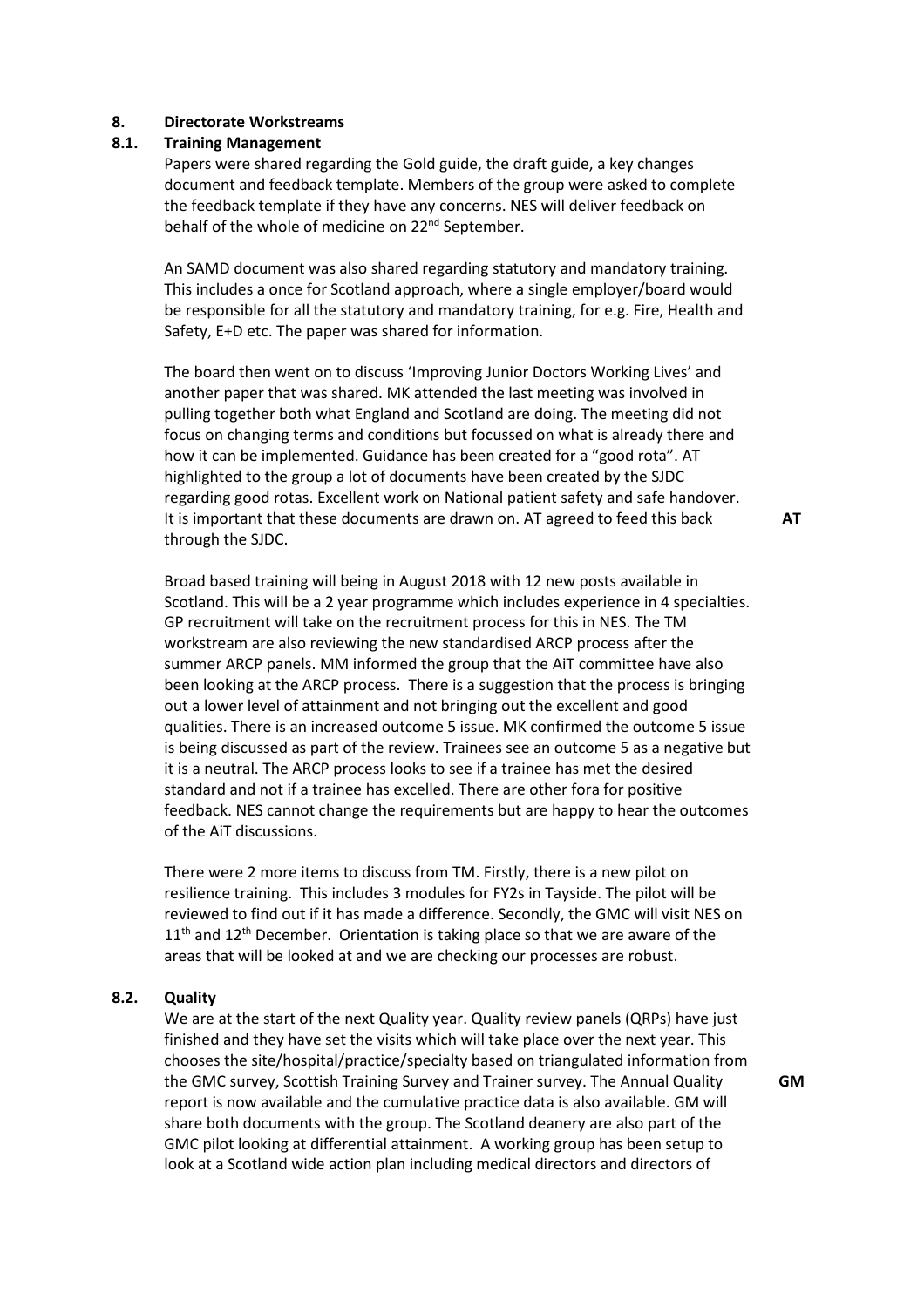## 8. Directorate Workstreams

### 8.1. Training Management

Papers were shared regarding the Gold guide, the draft guide, a key changes document and feedback template. Members of the group were asked to complete the feedback template if they have any concerns. NES will deliver feedback on behalf of the whole of medicine on 22nd September.

An SAMD document was also shared regarding statutory and mandatory training. This includes a once for Scotland approach, where a single employer/board would be responsible for all the statutory and mandatory training, for e.g. Fire, Health and Safety, E+D etc. The paper was shared for information.

The board then went on to discuss 'Improving Junior Doctors Working Lives' and another paper that was shared. MK attended the last meeting was involved in pulling together both what England and Scotland are doing. The meeting did not focus on changing terms and conditions but focussed on what is already there and how it can be implemented. Guidance has been created for a "good rota". AT highlighted to the group a lot of documents have been created by the SJDC regarding good rotas. Excellent work on National patient safety and safe handover. It is important that these documents are drawn on. AT agreed to feed this back through the SJDC. **AT**

Broad based training will being in August 2018 with 12 new posts available in Scotland. This will be a 2 year programme which includes experience in 4 specialties. GP recruitment will take on the recruitment process for this in NES. The TM workstream are also reviewing the new standardised ARCP process after the summer ARCP panels. MM informed the group that the AiT committee have also been looking at the ARCP process. There is a suggestion that the process is bringing out a lower level of attainment and not bringing out the excellent and good qualities. There is an increased outcome 5 issue. MK confirmed the outcome 5 issue is being discussed as part of the review. Trainees see an outcome 5 as a negative but it is a neutral. The ARCP process looks to see if a trainee has met the desired standard and not if a trainee has excelled. There are other fora for positive feedback. NES cannot change the requirements but are happy to hear the outcomes of the AiT discussions.

There were 2 more items to discuss from TM. Firstly, there is a new pilot on resilience training. This includes 3 modules for FY2s in Tayside. The pilot will be reviewed to find out if it has made a difference. Secondly, the GMC will visit NES on 11th and 12th December. Orientation is taking place so that we are aware of the areas that will be looked at and we are checking our processes are robust.

### 8.2. Quality

We are at the start of the next Quality year. Quality review panels (QRPs) have just finished and they have set the visits which will take place over the next year. This chooses the site/hospital/practice/specialty based on triangulated information from the GMC survey, Scottish Training Survey and Trainer survey. The Annual Quality report is now available and the cumulative practice data is also available. GM will share both documents with the group. The Scotland deanery are also part of the GMC pilot looking at differential attainment. A working group has been setup to look at a Scotland wide action plan including medical directors and directors of **GM**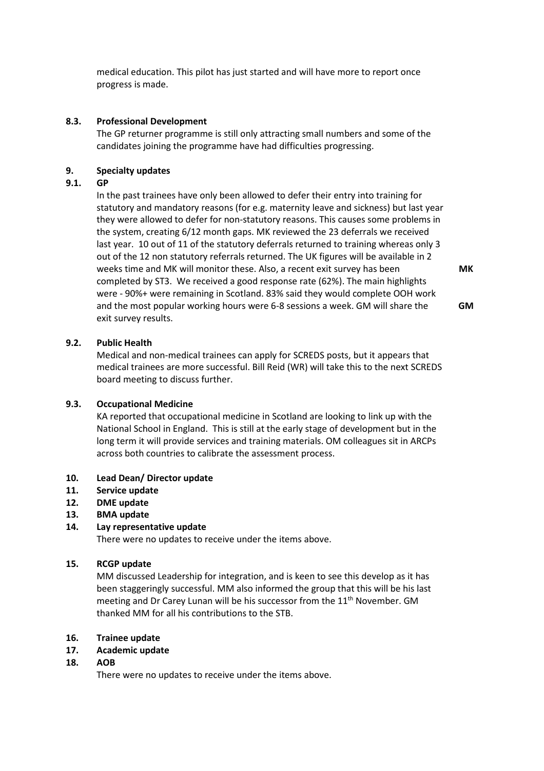medical education. This pilot has just started and will have more to report once progress is made.

**8.3. Professional Development**

The GP returner programme is still only attracting small numbers and some of the candidates joining the programme have had difficulties progressing.

**9. Specialty updates**

**9.1. GP**

In the past trainees have only been allowed to defer their entry into training for statutory and mandatory reasons (for e.g. maternity leave and sickness) but last year they were allowed to defer for non-statutory reasons. This causes some problems in the system, creating 6/12 month gaps. MK reviewed the 23 deferrals we received last year. 10 out of 11 of the statutory deferrals returned to training whereas only 3 out of the 12 non statutory referrals returned. The UK figures will be available in 2 weeks time and MK will monitor these. Also, a recent exit survey has been completed by ST3. We received a good response rate (62%). The main highlights were - 90%+ were remaining in Scotland. 83% said they would complete OOH work and the most popular working hours were 6-8 sessions a week. GM will share the exit survey results.

**MK**

**GM**

**9.2. Public Health**

Medical and non-medical trainees can apply for SCREDS posts, but it appears that medical trainees are more successful. Bill Reid (WR) will take this to the next SCREDS board meeting to discuss further.

**9.3. Occupational Medicine**

KA reported that occupational medicine in Scotland are looking to link up with the National School in England. This is still at the early stage of development but in the long term it will provide services and training materials. OM colleagues sit in ARCPs across both countries to calibrate the assessment process.

**10. Lead Dean/ Director update**

**11. Service update**

**12. DME update**

**13. BMA update**

**14. Lay representative update**

There were no updates to receive under the items above.

**15. RCGP update**

MM discussed Leadership for integration, and is keen to see this develop as it has been staggeringly successful. MM also informed the group that this will be his last meeting and Dr Carey Lunan will be his successor from the 11th November. GM thanked MM for all his contributions to the STB.

**16. Trainee update**

**17. Academic update**

**18. AOB**

There were no updates to receive under the items above.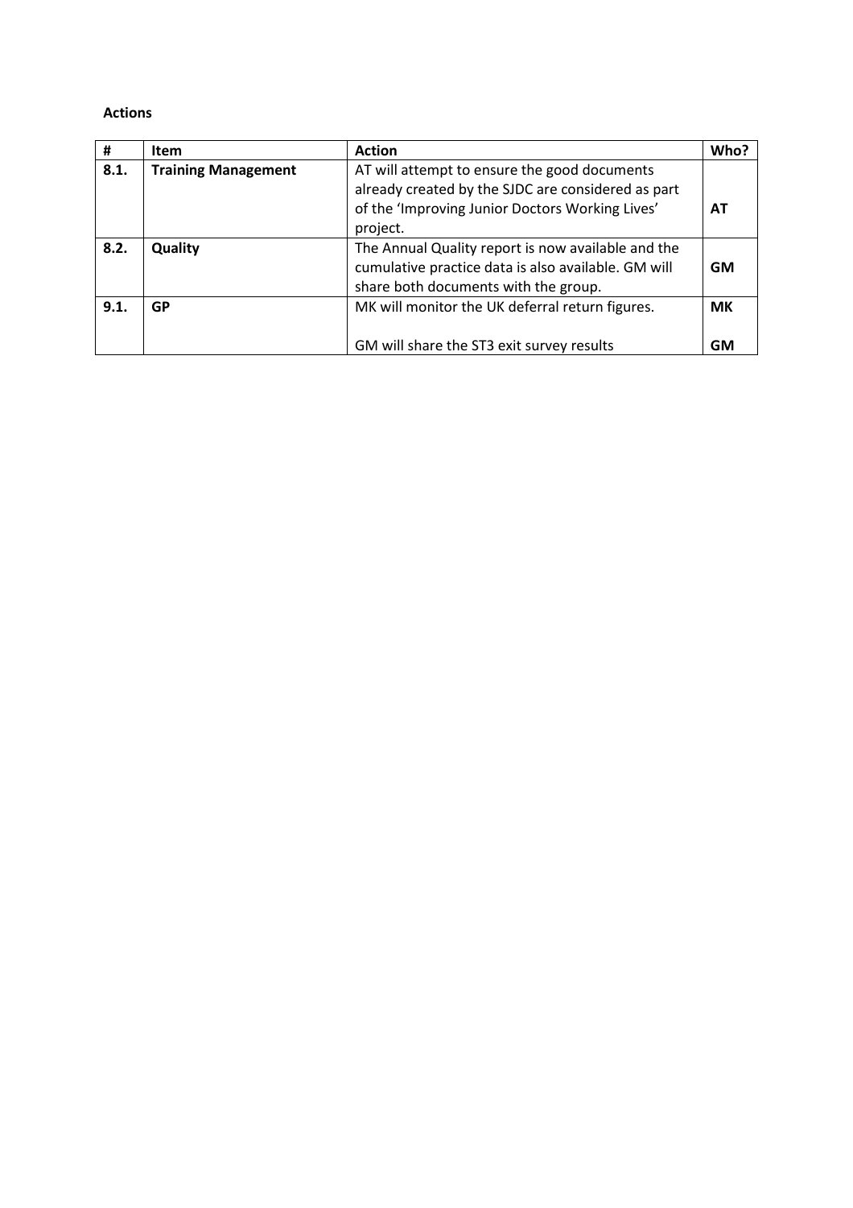**Actions**

| # | Item | Action | Who? |
|---|---|---|---|
| **8.1.** | **Training Management** | AT will attempt to ensure the good documents already created by the SJDC are considered as part of the 'Improving Junior Doctors Working Lives' project. | **AT** |
| **8.2.** | **Quality** | The Annual Quality report is now available and the cumulative practice data is also available. GM will share both documents with the group. | **GM** |
| **9.1.** | **GP** | MK will monitor the UK deferral return figures.<br><br>GM will share the ST3 exit survey results | **MK**<br><br>**GM** |